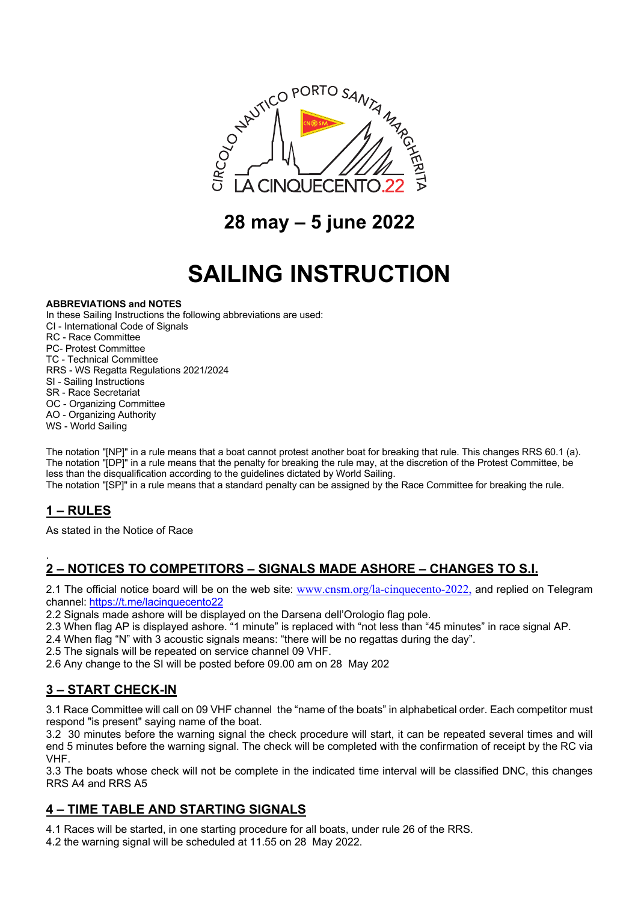CIRCOLO NAUTICO PORTO SANTA MARGHERITA

LA CINQUECENTO.22

## 28 may – 5 june 2022

# SAILING INSTRUCTION

**ABBREVIATIONS and NOTES**

In these Sailing Instructions the following abbreviations are used:
CI - International Code of Signals
RC - Race Committee
PC- Protest Committee
TC - Technical Committee
RRS - WS Regatta Regulations 2021/2024
SI - Sailing Instructions
SR - Race Secretariat
OC - Organizing Committee
AO - Organizing Authority
WS - World Sailing

The notation "[NP]" in a rule means that a boat cannot protest another boat for breaking that rule. This changes RRS 60.1 (a).
The notation "[DP]" in a rule means that the penalty for breaking the rule may, at the discretion of the Protest Committee, be less than the disqualification according to the guidelines dictated by World Sailing.
The notation "[SP]" in a rule means that a standard penalty can be assigned by the Race Committee for breaking the rule.

## 1 – RULES

As stated in the Notice of Race

.

## 2 – NOTICES TO COMPETITORS – SIGNALS MADE ASHORE – CHANGES TO S.I.

2.1 The official notice board will be on the web site: [www.cnsm.org/la-cinquecento-2022,](http://www.cnsm.org/la-cinquecento-2022) and replied on Telegram channel: [https://t.me/lacinquecento22](https://t.me/lacinquecento22)
2.2 Signals made ashore will be displayed on the Darsena dell'Orologio flag pole.
2.3 When flag AP is displayed ashore. "1 minute" is replaced with "not less than "45 minutes" in race signal AP.
2.4 When flag "N" with 3 acoustic signals means: "there will be no regattas during the day".
2.5 The signals will be repeated on service channel 09 VHF.
2.6 Any change to the SI will be posted before 09.00 am on 28 May 202

## 3 – START CHECK-IN

3.1 Race Committee will call on 09 VHF channel the "name of the boats" in alphabetical order. Each competitor must respond "is present" saying name of the boat.
3.2 30 minutes before the warning signal the check procedure will start, it can be repeated several times and will end 5 minutes before the warning signal. The check will be completed with the confirmation of receipt by the RC via VHF.
3.3 The boats whose check will not be complete in the indicated time interval will be classified DNC, this changes RRS A4 and RRS A5

## 4 – TIME TABLE AND STARTING SIGNALS

4.1 Races will be started, in one starting procedure for all boats, under rule 26 of the RRS.
4.2 the warning signal will be scheduled at 11.55 on 28 May 2022.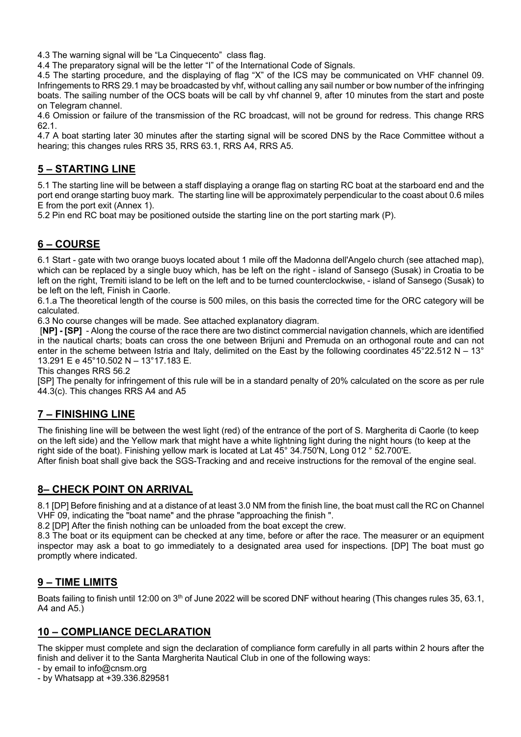4.3 The warning signal will be "La Cinquecento" class flag.

4.4 The preparatory signal will be the letter "I" of the International Code of Signals.

4.5 The starting procedure, and the displaying of flag "X" of the ICS may be communicated on VHF channel 09. Infringements to RRS 29.1 may be broadcasted by vhf, without calling any sail number or bow number of the infringing boats. The sailing number of the OCS boats will be call by vhf channel 9, after 10 minutes from the start and poste on Telegram channel.

4.6 Omission or failure of the transmission of the RC broadcast, will not be ground for redress. This change RRS 62.1.

4.7 A boat starting later 30 minutes after the starting signal will be scored DNS by the Race Committee without a hearing; this changes rules RRS 35, RRS 63.1, RRS A4, RRS A5.

## 5 – STARTING LINE

5.1 The starting line will be between a staff displaying a orange flag on starting RC boat at the starboard end and the port end orange starting buoy mark. The starting line will be approximately perpendicular to the coast about 0.6 miles E from the port exit (Annex 1).

5.2 Pin end RC boat may be positioned outside the starting line on the port starting mark (P).

## 6 – COURSE

6.1 Start - gate with two orange buoys located about 1 mile off the Madonna dell'Angelo church (see attached map), which can be replaced by a single buoy which, has be left on the right - island of Sansego (Susak) in Croatia to be left on the right, Tremiti island to be left on the left and to be turned counterclockwise, - island of Sansego (Susak) to be left on the left, Finish in Caorle.

6.1.a The theoretical length of the course is 500 miles, on this basis the corrected time for the ORC category will be calculated.

6.3 No course changes will be made. See attached explanatory diagram.

[**NP] - [SP]** - Along the course of the race there are two distinct commercial navigation channels, which are identified in the nautical charts; boats can cross the one between Brijuni and Premuda on an orthogonal route and can not enter in the scheme between Istria and Italy, delimited on the East by the following coordinates 45°22.512 N – 13° 13.291 E e 45°10.502 N – 13°17.183 E.

This changes RRS 56.2

[SP] The penalty for infringement of this rule will be in a standard penalty of 20% calculated on the score as per rule 44.3(c). This changes RRS A4 and A5

## 7 – FINISHING LINE

The finishing line will be between the west light (red) of the entrance of the port of S. Margherita di Caorle (to keep on the left side) and the Yellow mark that might have a white lightning light during the night hours (to keep at the right side of the boat). Finishing yellow mark is located at Lat 45° 34.750'N, Long 012 ° 52.700'E.

After finish boat shall give back the SGS-Tracking and and receive instructions for the removal of the engine seal.

## 8– CHECK POINT ON ARRIVAL

8.1 [DP] Before finishing and at a distance of at least 3.0 NM from the finish line, the boat must call the RC on Channel VHF 09, indicating the "boat name" and the phrase "approaching the finish ".

8.2 [DP] After the finish nothing can be unloaded from the boat except the crew.

8.3 The boat or its equipment can be checked at any time, before or after the race. The measurer or an equipment inspector may ask a boat to go immediately to a designated area used for inspections. [DP] The boat must go promptly where indicated.

## 9 – TIME LIMITS

Boats failing to finish until 12:00 on 3th of June 2022 will be scored DNF without hearing (This changes rules 35, 63.1, A4 and A5.)

## 10 – COMPLIANCE DECLARATION

The skipper must complete and sign the declaration of compliance form carefully in all parts within 2 hours after the finish and deliver it to the Santa Margherita Nautical Club in one of the following ways:

- by email to info@cnsm.org
- by Whatsapp at +39.336.829581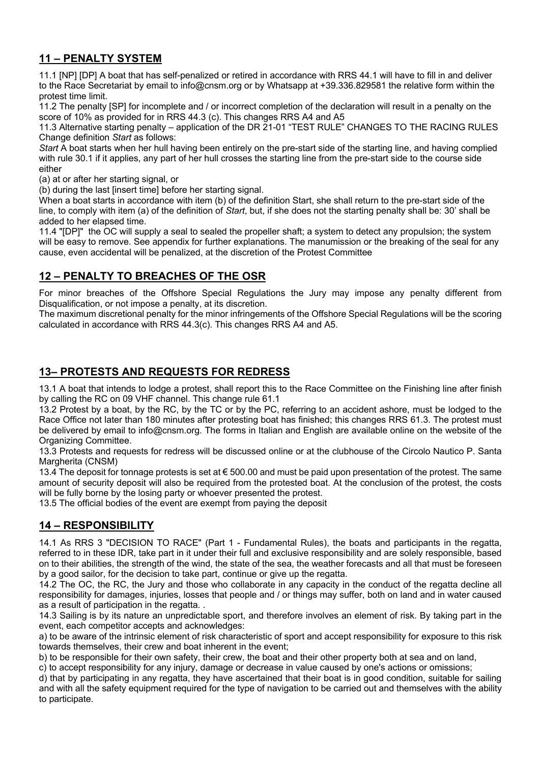## 11 – PENALTY SYSTEM

11.1 [NP] [DP] A boat that has self-penalized or retired in accordance with RRS 44.1 will have to fill in and deliver to the Race Secretariat by email to info@cnsm.org or by Whatsapp at +39.336.829581 the relative form within the protest time limit.

11.2 The penalty [SP] for incomplete and / or incorrect completion of the declaration will result in a penalty on the score of 10% as provided for in RRS 44.3 (c). This changes RRS A4 and A5

11.3 Alternative starting penalty – application of the DR 21-01 "TEST RULE" CHANGES TO THE RACING RULES Change definition *Start* as follows:

*Start* A boat starts when her hull having been entirely on the pre-start side of the starting line, and having complied with rule 30.1 if it applies, any part of her hull crosses the starting line from the pre-start side to the course side either

(a) at or after her starting signal, or

(b) during the last [insert time] before her starting signal.

When a boat starts in accordance with item (b) of the definition Start, she shall return to the pre-start side of the line, to comply with item (a) of the definition of *Start*, but, if she does not the starting penalty shall be: 30' shall be added to her elapsed time.

11.4 "[DP]" the OC will supply a seal to sealed the propeller shaft; a system to detect any propulsion; the system will be easy to remove. See appendix for further explanations. The manumission or the breaking of the seal for any cause, even accidental will be penalized, at the discretion of the Protest Committee

## 12 – PENALTY TO BREACHES OF THE OSR

For minor breaches of the Offshore Special Regulations the Jury may impose any penalty different from Disqualification, or not impose a penalty, at its discretion.

The maximum discretional penalty for the minor infringements of the Offshore Special Regulations will be the scoring calculated in accordance with RRS 44.3(c). This changes RRS A4 and A5.

## 13– PROTESTS AND REQUESTS FOR REDRESS

13.1 A boat that intends to lodge a protest, shall report this to the Race Committee on the Finishing line after finish by calling the RC on 09 VHF channel. This change rule 61.1

13.2 Protest by a boat, by the RC, by the TC or by the PC, referring to an accident ashore, must be lodged to the Race Office not later than 180 minutes after protesting boat has finished; this changes RRS 61.3. The protest must be delivered by email to info@cnsm.org. The forms in Italian and English are available online on the website of the Organizing Committee.

13.3 Protests and requests for redress will be discussed online or at the clubhouse of the Circolo Nautico P. Santa Margherita (CNSM)

13.4 The deposit for tonnage protests is set at € 500.00 and must be paid upon presentation of the protest. The same amount of security deposit will also be required from the protested boat. At the conclusion of the protest, the costs will be fully borne by the losing party or whoever presented the protest.

13.5 The official bodies of the event are exempt from paying the deposit

## 14 – RESPONSIBILITY

14.1 As RRS 3 "DECISION TO RACE" (Part 1 - Fundamental Rules), the boats and participants in the regatta, referred to in these IDR, take part in it under their full and exclusive responsibility and are solely responsible, based on to their abilities, the strength of the wind, the state of the sea, the weather forecasts and all that must be foreseen by a good sailor, for the decision to take part, continue or give up the regatta.

14.2 The OC, the RC, the Jury and those who collaborate in any capacity in the conduct of the regatta decline all responsibility for damages, injuries, losses that people and / or things may suffer, both on land and in water caused as a result of participation in the regatta. .

14.3 Sailing is by its nature an unpredictable sport, and therefore involves an element of risk. By taking part in the event, each competitor accepts and acknowledges:

a) to be aware of the intrinsic element of risk characteristic of sport and accept responsibility for exposure to this risk towards themselves, their crew and boat inherent in the event;

b) to be responsible for their own safety, their crew, the boat and their other property both at sea and on land,

c) to accept responsibility for any injury, damage or decrease in value caused by one's actions or omissions;

d) that by participating in any regatta, they have ascertained that their boat is in good condition, suitable for sailing and with all the safety equipment required for the type of navigation to be carried out and themselves with the ability to participate.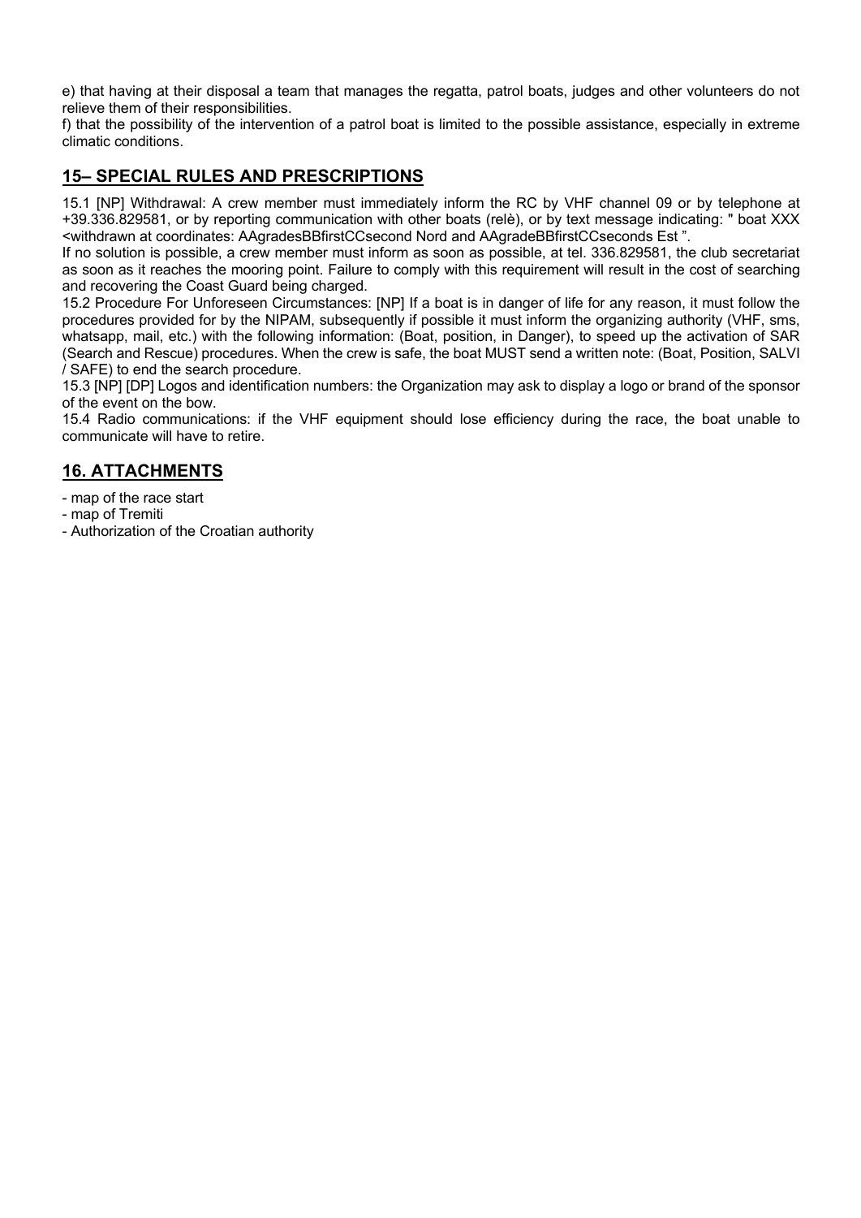e) that having at their disposal a team that manages the regatta, patrol boats, judges and other volunteers do not relieve them of their responsibilities.
f) that the possibility of the intervention of a patrol boat is limited to the possible assistance, especially in extreme climatic conditions.

## 15– SPECIAL RULES AND PRESCRIPTIONS

15.1 [NP] Withdrawal: A crew member must immediately inform the RC by VHF channel 09 or by telephone at +39.336.829581, or by reporting communication with other boats (relè), or by text message indicating: " boat XXX <withdrawn at coordinates: AAgradesBBfirstCCsecond Nord and AAgradeBBfirstCCseconds Est ".
If no solution is possible, a crew member must inform as soon as possible, at tel. 336.829581, the club secretariat as soon as it reaches the mooring point. Failure to comply with this requirement will result in the cost of searching and recovering the Coast Guard being charged.
15.2 Procedure For Unforeseen Circumstances: [NP] If a boat is in danger of life for any reason, it must follow the procedures provided for by the NIPAM, subsequently if possible it must inform the organizing authority (VHF, sms, whatsapp, mail, etc.) with the following information: (Boat, position, in Danger), to speed up the activation of SAR (Search and Rescue) procedures. When the crew is safe, the boat MUST send a written note: (Boat, Position, SALVI / SAFE) to end the search procedure.
15.3 [NP] [DP] Logos and identification numbers: the Organization may ask to display a logo or brand of the sponsor of the event on the bow.
15.4 Radio communications: if the VHF equipment should lose efficiency during the race, the boat unable to communicate will have to retire.

## 16. ATTACHMENTS

- map of the race start
- map of Tremiti
- Authorization of the Croatian authority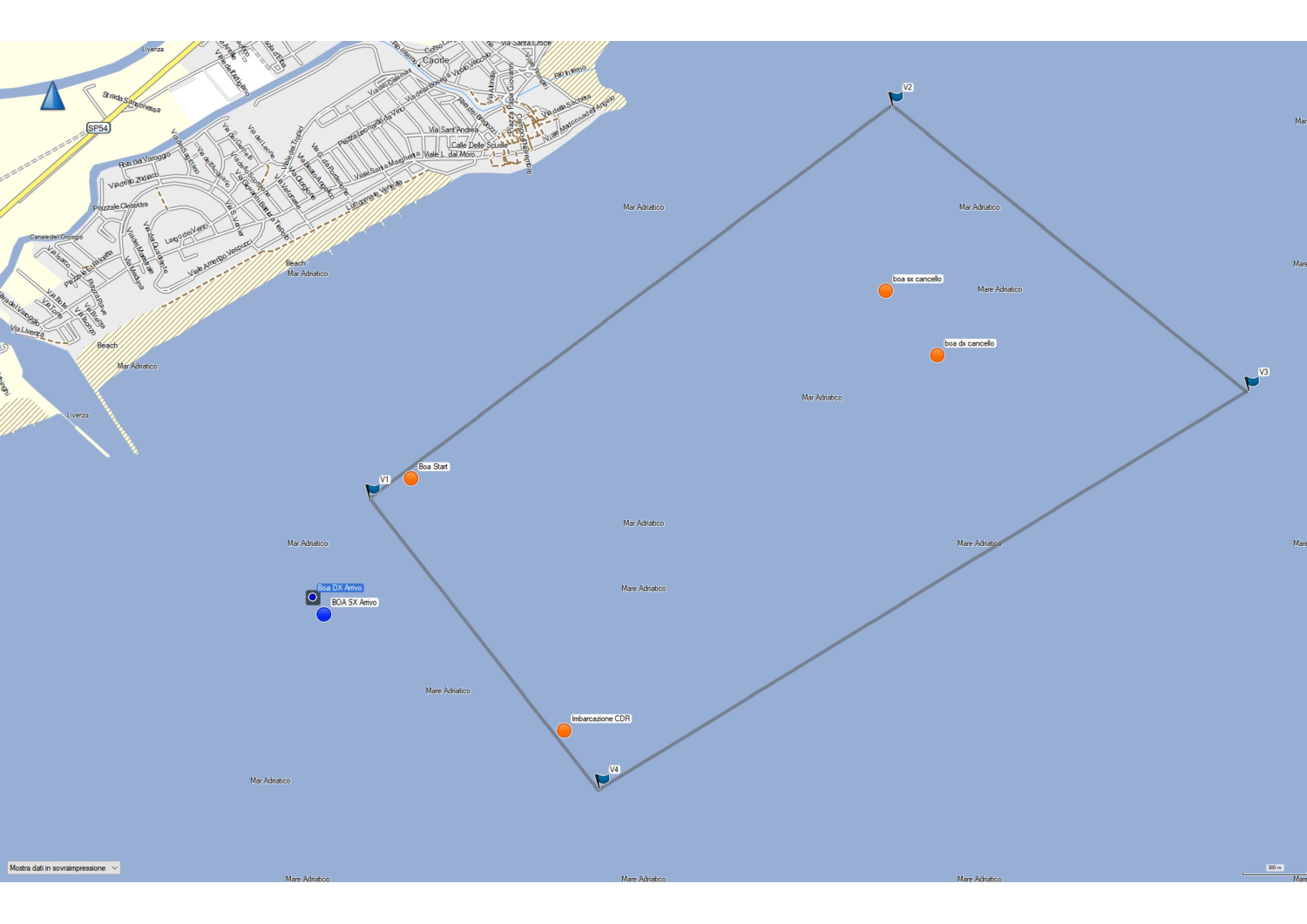V1

V2

V3

V4

Boa Start

boa sx cancello

boa dx cancello

Imbarcazione CDR

Boa DX Arrivo

BOA SX Arrivo

Caorle

Mar Adriatico

Mare Adriatico

Beach

Livenza

SP54

Mostra dati in sovraimpressione

300 m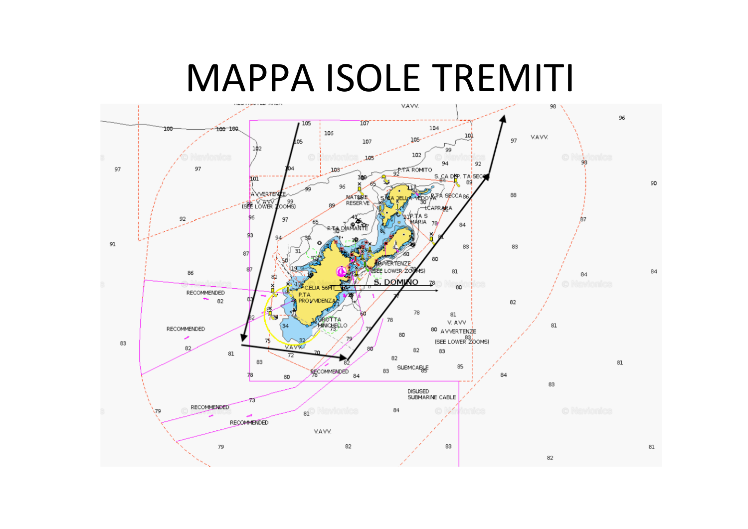# MAPPA ISOLE TREMITI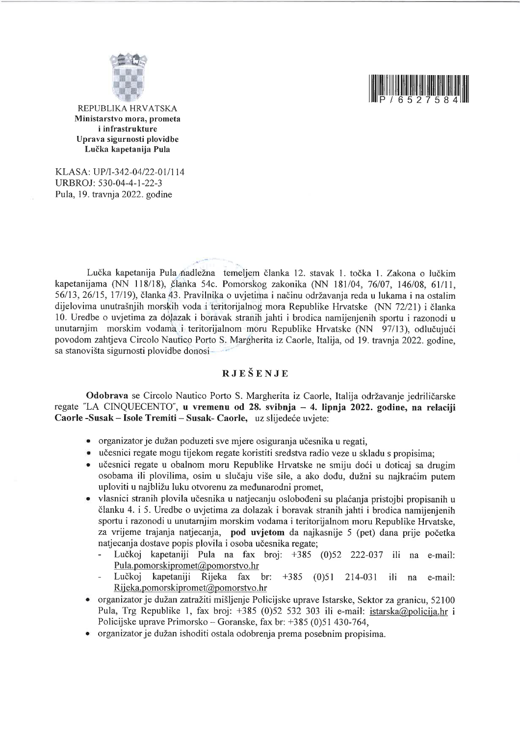REPUBLIKA HRVATSKA
**Ministarstvo mora, prometa i infrastrukture**
**Uprava sigurnosti plovidbe**
**Lučka kapetanija Pula**

P / 6527584

KLASA: UP/I-342-04/22-01/114
URBROJ: 530-04-4-1-22-3
Pula, 19. travnja 2022. godine

Lučka kapetanija Pula nadležna temeljem članka 12. stavak 1. točka 1. Zakona o lučkim kapetanijama (NN 118/18), članka 54c. Pomorskog zakonika (NN 181/04, 76/07, 146/08, 61/11, 56/13, 26/15, 17/19), članka 43. Pravilnika o uvjetima i načinu održavanja reda u lukama i na ostalim dijelovima unutrašnjih morskih voda i teritorijalnog mora Republike Hrvatske (NN 72/21) i članka 10. Uredbe o uvjetima za dolazak i boravak stranih jahti i brodica namijenjenih sportu i razonodi u unutarnjim morskim vodama i teritorijalnom moru Republike Hrvatske (NN 97/13), odlučujući povodom zahtjeva Circolo Nautico Porto S. Margherita iz Caorle, Italija, od 19. travnja 2022. godine, sa stanovišta sigurnosti plovidbe donosi

## RJEŠENJE

**Odobrava** se Circolo Nautico Porto S. Margherita iz Caorle, Italija održavanje jedriličarske regate "LA CINQUECENTO", **u vremenu od 28. svibnja – 4. lipnja 2022. godine, na relaciji Caorle -Susak – Isole Tremiti – Susak- Caorle,** uz slijedeće uvjete:

- organizator je dužan poduzeti sve mjere osiguranja učesnika u regati,
- učesnici regate mogu tijekom regate koristiti sredstva radio veze u skladu s propisima;
- učesnici regate u obalnom moru Republike Hrvatske ne smiju doći u doticaj sa drugim osobama ili plovilima, osim u slučaju više sile, a ako dođu, dužni su najkraćim putem uploviti u najbližu luku otvorenu za međunarodni promet,
- vlasnici stranih plovila učesnika u natjecanju oslobođeni su plaćanja pristojbi propisanih u članku 4. i 5. Uredbe o uvjetima za dolazak i boravak stranih jahti i brodica namijenjenih sportu i razonodi u unutarnjim morskim vodama i teritorijalnom moru Republike Hrvatske, za vrijeme trajanja natjecanja, **pod uvjetom** da najkasnije 5 (pet) dana prije početka natjecanja dostave popis plovila i osoba učesnika regate;
  - Lučkoj kapetaniji Pula na fax broj: +385 (0)52 222-037 ili na e-mail: Pula.pomorskipromet@pomorstvo.hr
  - Lučkoj kapetaniji Rijeka fax br: +385 (0)51 214-031 ili na e-mail: Rijeka.pomorskipromet@pomorstvo.hr
- organizator je dužan zatražiti mišljenje Policijske uprave Istarske, Sektor za granicu, 52100 Pula, Trg Republike 1, fax broj: +385 (0)52 532 303 ili e-mail: istarska@policija.hr i Policijske uprave Primorsko – Goranske, fax br: +385 (0)51 430-764,
- organizator je dužan ishoditi ostala odobrenja prema posebnim propisima.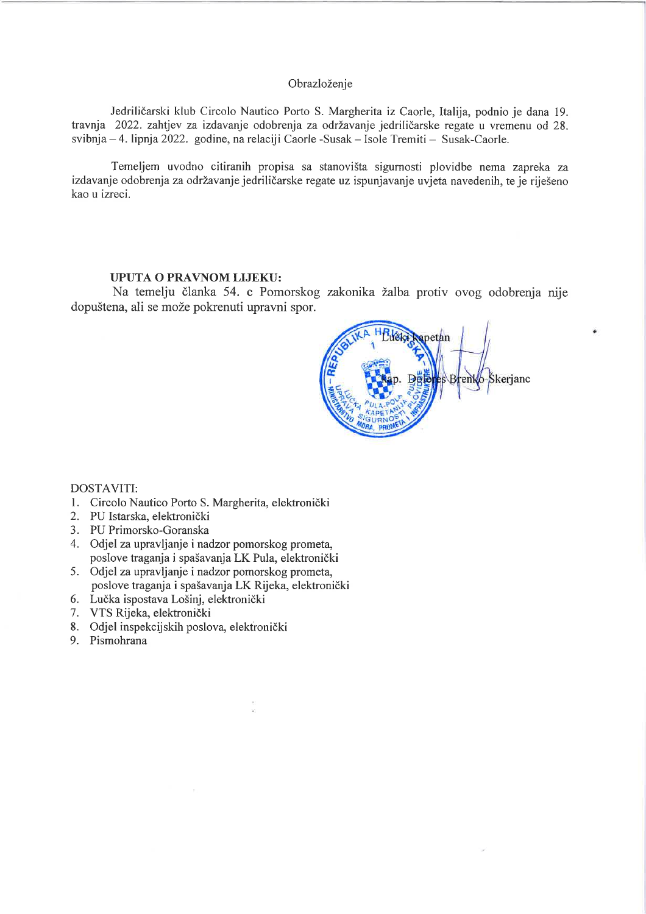Obrazloženje

Jedriličarski klub Circolo Nautico Porto S. Margherita iz Caorle, Italija, podnio je dana 19. travnja 2022. zahtjev za izdavanje odobrenja za održavanje jedriličarske regate u vremenu od 28. svibnja – 4. lipnja 2022. godine, na relaciji Caorle -Susak – Isole Tremiti – Susak-Caorle.

Temeljem uvodno citiranih propisa sa stanovišta sigurnosti plovidbe nema zapreka za izdavanje odobrenja za održavanje jedriličarske regate uz ispunjavanje uvjeta navedenih, te je riješeno kao u izreci.

**UPUTA O PRAVNOM LIJEKU:**

Na temelju članka 54. c Pomorskog zakonika žalba protiv ovog odobrenja nije dopuštena, ali se može pokrenuti upravni spor.

Lučki kapetan

Kap. Dolores Brenko-Škerjanc

DOSTAVITI:

1. Circolo Nautico Porto S. Margherita, elektronički
2. PU Istarska, elektronički
3. PU Primorsko-Goranska
4. Odjel za upravljanje i nadzor pomorskog prometa, poslove traganja i spašavanja LK Pula, elektronički
5. Odjel za upravljanje i nadzor pomorskog prometa, poslove traganja i spašavanja LK Rijeka, elektronički
6. Lučka ispostava Lošinj, elektronički
7. VTS Rijeka, elektronički
8. Odjel inspekcijskih poslova, elektronički
9. Pismohrana